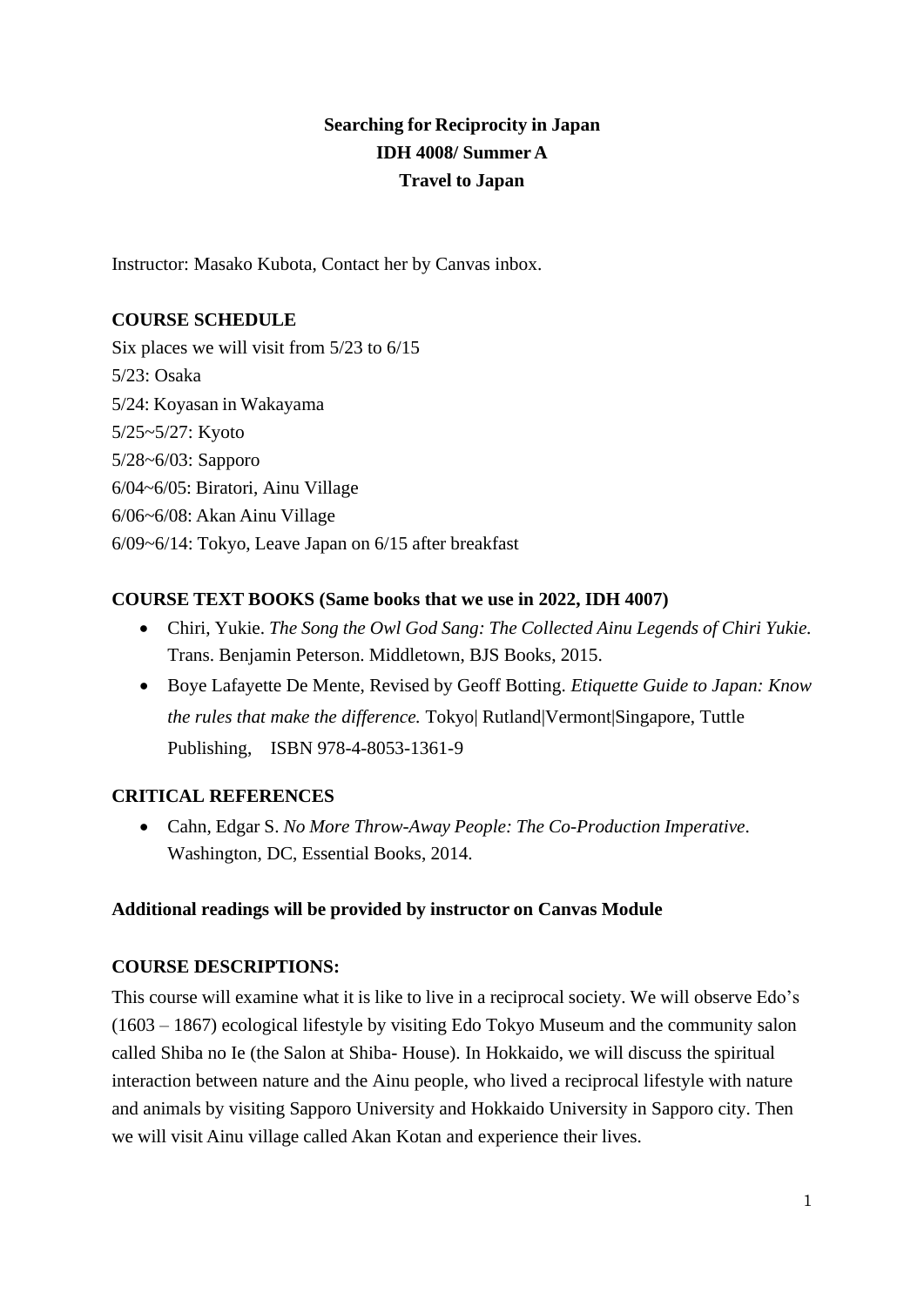# Searching for Reciprocity in Japan

**IDH 4008/ Summer A**

**Travel to Japan**

Instructor: Masako Kubota, Contact her by Canvas inbox.

## COURSE SCHEDULE

Six places we will visit from 5/23 to 6/15

5/23: Osaka

5/24: Koyasan in Wakayama

5/25~5/27: Kyoto

5/28~6/03: Sapporo

6/04~6/05: Biratori, Ainu Village

6/06~6/08: Akan Ainu Village

6/09~6/14: Tokyo, Leave Japan on 6/15 after breakfast

## COURSE TEXT BOOKS (Same books that we use in 2022, IDH 4007)

- Chiri, Yukie. *The Song the Owl God Sang: The Collected Ainu Legends of Chiri Yukie.* Trans. Benjamin Peterson. Middletown, BJS Books, 2015.
- Boye Lafayette De Mente, Revised by Geoff Botting. *Etiquette Guide to Japan: Know the rules that make the difference.* Tokyo| Rutland|Vermont|Singapore, Tuttle Publishing, ISBN 978-4-8053-1361-9

## CRITICAL REFERENCES

- Cahn, Edgar S. *No More Throw-Away People: The Co-Production Imperative*. Washington, DC, Essential Books, 2014.

**Additional readings will be provided by instructor on Canvas Module**

## COURSE DESCRIPTIONS:

This course will examine what it is like to live in a reciprocal society. We will observe Edo's (1603 – 1867) ecological lifestyle by visiting Edo Tokyo Museum and the community salon called Shiba no Ie (the Salon at Shiba- House). In Hokkaido, we will discuss the spiritual interaction between nature and the Ainu people, who lived a reciprocal lifestyle with nature and animals by visiting Sapporo University and Hokkaido University in Sapporo city. Then we will visit Ainu village called Akan Kotan and experience their lives.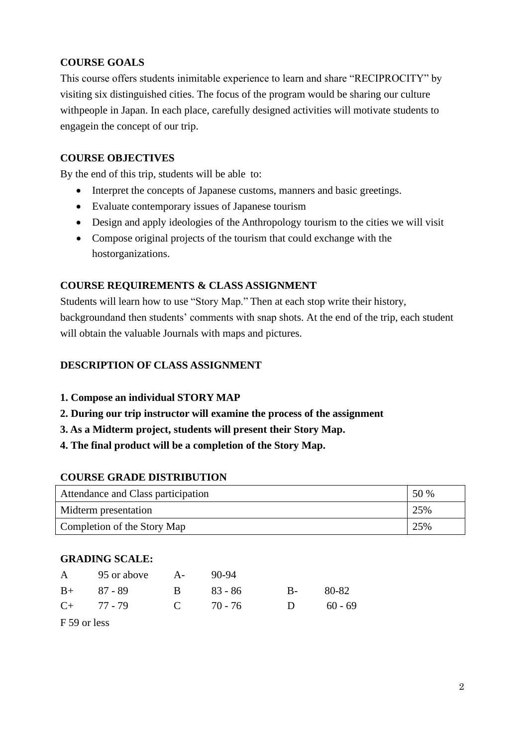## COURSE GOALS

This course offers students inimitable experience to learn and share "RECIPROCITY" by visiting six distinguished cities. The focus of the program would be sharing our culture withpeople in Japan. In each place, carefully designed activities will motivate students to engagein the concept of our trip.

## COURSE OBJECTIVES

By the end of this trip, students will be able to:

- Interpret the concepts of Japanese customs, manners and basic greetings.
- Evaluate contemporary issues of Japanese tourism
- Design and apply ideologies of the Anthropology tourism to the cities we will visit
- Compose original projects of the tourism that could exchange with the hostorganizations.

## COURSE REQUIREMENTS & CLASS ASSIGNMENT

Students will learn how to use "Story Map." Then at each stop write their history, backgroundand then students' comments with snap shots. At the end of the trip, each student will obtain the valuable Journals with maps and pictures.

## DESCRIPTION OF CLASS ASSIGNMENT

**1. Compose an individual STORY MAP**

**2. During our trip instructor will examine the process of the assignment**

**3. As a Midterm project, students will present their Story Map.**

**4. The final product will be a completion of the Story Map.**

## COURSE GRADE DISTRIBUTION

| | |
|---|---|
| Attendance and Class participation | 50 % |
| Midterm presentation | 25% |
| Completion of the Story Map | 25% |

## GRADING SCALE:

| | | | | | |
|---|---|---|---|---|---|
| A | 95 or above | A- | 90-94 | | |
| B+ | 87 - 89 | B | 83 - 86 | B- | 80-82 |
| C+ | 77 - 79 | C | 70 - 76 | D | 60 - 69 |

F 59 or less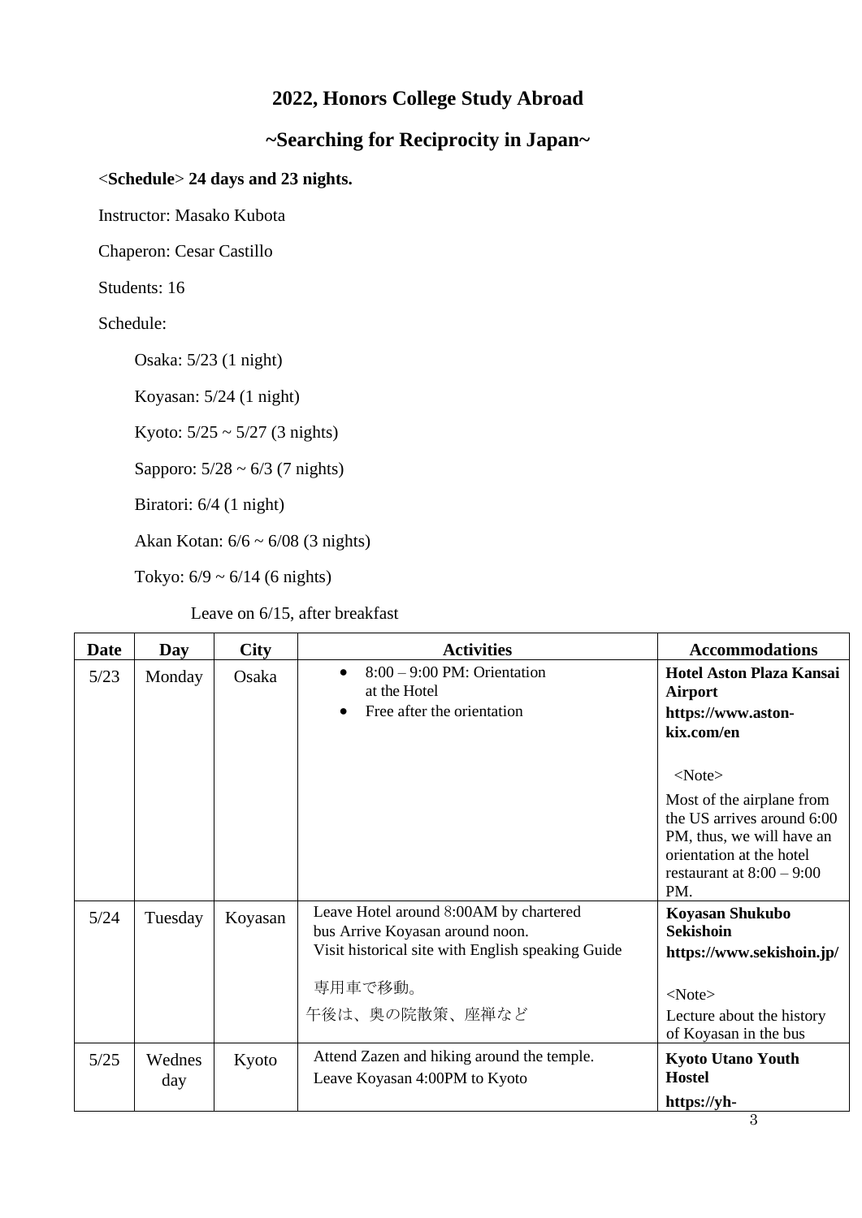## 2022, Honors College Study Abroad

## ~Searching for Reciprocity in Japan~

<**Schedule**> **24 days and 23 nights.**

Instructor: Masako Kubota

Chaperon: Cesar Castillo

Students: 16

Schedule:

- Osaka: 5/23 (1 night)
- Koyasan: 5/24 (1 night)
- Kyoto: 5/25 ~ 5/27 (3 nights)
- Sapporo: 5/28 ~ 6/3 (7 nights)
- Biratori: 6/4 (1 night)
- Akan Kotan: 6/6 ~ 6/08 (3 nights)
- Tokyo: 6/9 ~ 6/14 (6 nights)

Leave on 6/15, after breakfast

| Date | Day | City | Activities | Accommodations |
|---|---|---|---|---|
| 5/23 | Monday | Osaka | • 8:00 – 9:00 PM: Orientation at the Hotel<br>• Free after the orientation | **Hotel Aston Plaza Kansai Airport**<br>**https://www.aston-kix.com/en**<br><br><Note><br>Most of the airplane from the US arrives around 6:00 PM, thus, we will have an orientation at the hotel restaurant at 8:00 – 9:00 PM. |
| 5/24 | Tuesday | Koyasan | Leave Hotel around 8:00AM by chartered bus Arrive Koyasan around noon.<br>Visit historical site with English speaking Guide<br><br>専用車で移動。<br>午後は、奥の院散策、座禅など | **Koyasan Shukubo Sekishoin**<br>**https://www.sekishoin.jp/**<br><br><Note><br>Lecture about the history of Koyasan in the bus |
| 5/25 | Wednesday | Kyoto | Attend Zazen and hiking around the temple.<br>Leave Koyasan 4:00PM to Kyoto | **Kyoto Utano Youth Hostel**<br>**https://yh-** |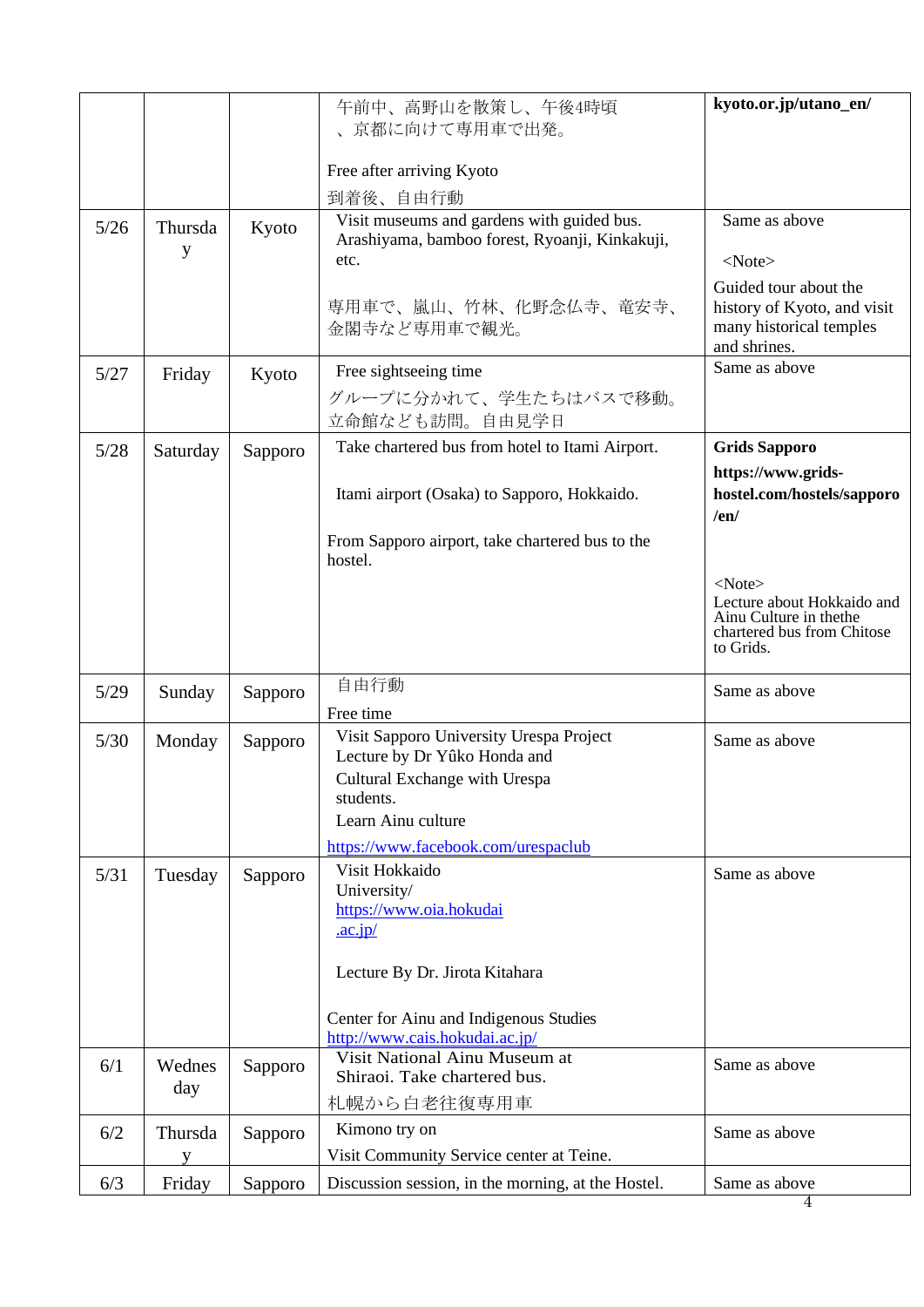| | | | | |
|---|---|---|---|---|
| | | | 午前中、高野山を散策し、午後4時頃、京都に向けて専用車で出発。<br><br>Free after arriving Kyoto<br>到着後、自由行動 | **kyoto.or.jp/utano_en/** |
| 5/26 | Thursday | Kyoto | Visit museums and gardens with guided bus. Arashiyama, bamboo forest, Ryoanji, Kinkakuji, etc.<br><br>専用車で、嵐山、竹林、化野念仏寺、竜安寺、金閣寺など専用車で観光。 | Same as above<br><br><Note><br>Guided tour about the history of Kyoto, and visit many historical temples and shrines. |
| 5/27 | Friday | Kyoto | Free sightseeing time<br>グループに分かれて、学生たちはバスで移動。立命館なども訪問。自由見学日 | Same as above |
| 5/28 | Saturday | Sapporo | Take chartered bus from hotel to Itami Airport.<br><br>Itami airport (Osaka) to Sapporo, Hokkaido.<br><br>From Sapporo airport, take chartered bus to the hostel. | **Grids Sapporo**<br>**https://www.grids-hostel.com/hostels/sapporo/en/**<br><br><Note><br>Lecture about Hokkaido and Ainu Culture in thethe chartered bus from Chitose to Grids. |
| 5/29 | Sunday | Sapporo | 自由行動<br>Free time | Same as above |
| 5/30 | Monday | Sapporo | Visit Sapporo University Urespa Project Lecture by Dr Yûko Honda and Cultural Exchange with Urespa students.<br>Learn Ainu culture<br>https://www.facebook.com/urespaclub | Same as above |
| 5/31 | Tuesday | Sapporo | Visit Hokkaido University/<br>https://www.oia.hokudai.ac.jp/<br><br>Lecture By Dr. Jirota Kitahara<br><br>Center for Ainu and Indigenous Studies<br>http://www.cais.hokudai.ac.jp/ | Same as above |
| 6/1 | Wednesday | Sapporo | Visit National Ainu Museum at Shiraoi. Take chartered bus.<br>札幌から白老往復専用車 | Same as above |
| 6/2 | Thursday | Sapporo | Kimono try on<br>Visit Community Service center at Teine. | Same as above |
| 6/3 | Friday | Sapporo | Discussion session, in the morning, at the Hostel. | Same as above |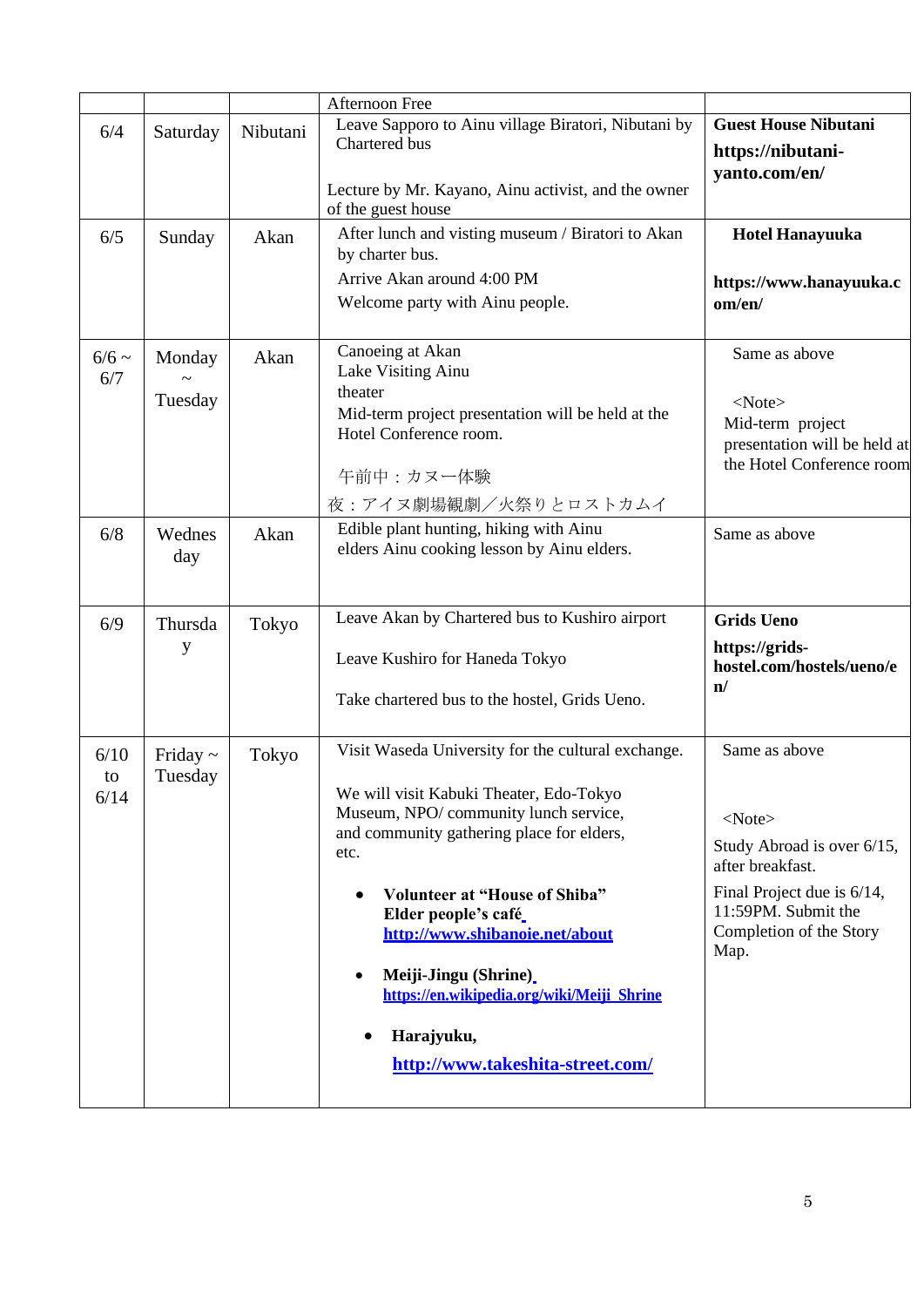| | | | | |
|---|---|---|---|---|
| | | | Afternoon Free | |
| 6/4 | Saturday | Nibutani | Leave Sapporo to Ainu village Biratori, Nibutani by Chartered bus<br><br>Lecture by Mr. Kayano, Ainu activist, and the owner of the guest house | **Guest House Nibutani**<br>**https://nibutani-yanto.com/en/** |
| 6/5 | Sunday | Akan | After lunch and visting museum / Biratori to Akan by charter bus.<br>Arrive Akan around 4:00 PM<br>Welcome party with Ainu people. | **Hotel Hanayuuka**<br><br>**https://www.hanayuuka.com/en/** |
| 6/6 ~ 6/7 | Monday ~ Tuesday | Akan | Canoeing at Akan<br>Lake Visiting Ainu<br>theater<br>Mid-term project presentation will be held at the Hotel Conference room.<br><br>午前中：カヌー体験<br>夜：アイヌ劇場観劇／火祭りとロストカムイ | Same as above<br><br>&lt;Note&gt;<br>Mid-term project presentation will be held at the Hotel Conference room |
| 6/8 | Wednesday | Akan | Edible plant hunting, hiking with Ainu<br>elders Ainu cooking lesson by Ainu elders. | Same as above |
| 6/9 | Thursday | Tokyo | Leave Akan by Chartered bus to Kushiro airport<br><br>Leave Kushiro for Haneda Tokyo<br><br>Take chartered bus to the hostel, Grids Ueno. | **Grids Ueno**<br>**https://grids-hostel.com/hostels/ueno/en/** |
| 6/10 to 6/14 | Friday ~ Tuesday | Tokyo | Visit Waseda University for the cultural exchange.<br><br>We will visit Kabuki Theater, Edo-Tokyo Museum, NPO/ community lunch service, and community gathering place for elders, etc.<br><br>• **Volunteer at "House of Shiba" Elder people's café** **http://www.shibanoie.net/about**<br><br>• **Meiji-Jingu (Shrine)** **https://en.wikipedia.org/wiki/Meiji_Shrine**<br><br>• **Harajyuku,** **http://www.takeshita-street.com/** | Same as above<br><br>&lt;Note&gt;<br>Study Abroad is over 6/15, after breakfast.<br>Final Project due is 6/14, 11:59PM. Submit the Completion of the Story Map. |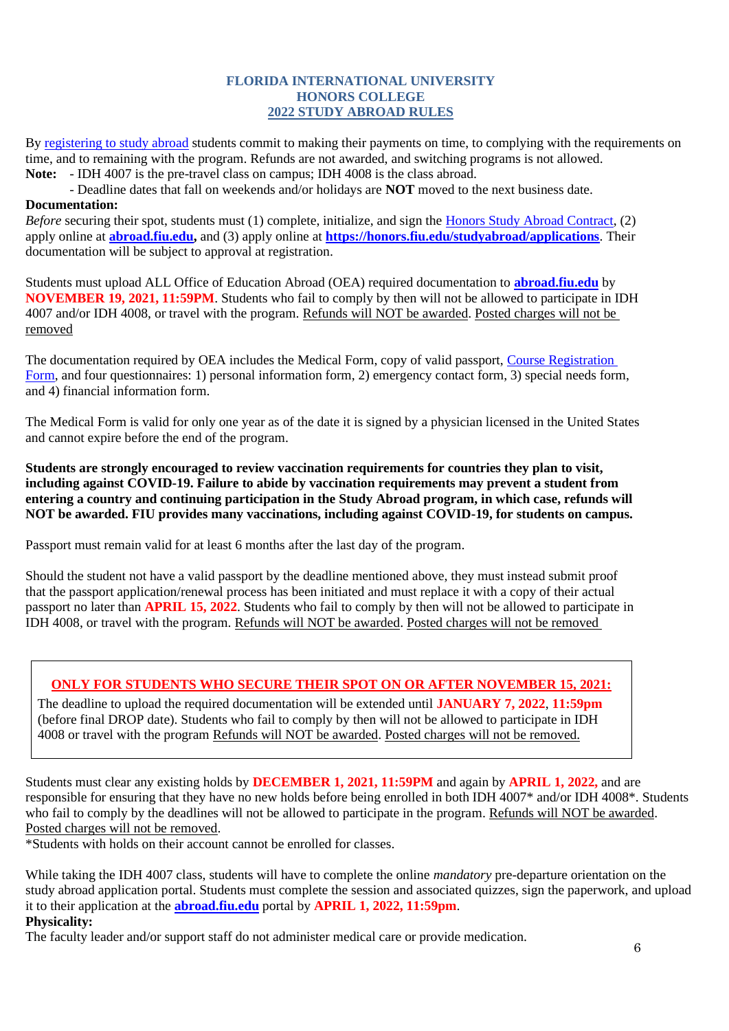# FLORIDA INTERNATIONAL UNIVERSITY
## HONORS COLLEGE
## 2022 STUDY ABROAD RULES

By registering to study abroad students commit to making their payments on time, to complying with the requirements on time, and to remaining with the program. Refunds are not awarded, and switching programs is not allowed.

**Note:** - IDH 4007 is the pre-travel class on campus; IDH 4008 is the class abroad.
- Deadline dates that fall on weekends and/or holidays are **NOT** moved to the next business date.

**Documentation:**

*Before* securing their spot, students must (1) complete, initialize, and sign the Honors Study Abroad Contract, (2) apply online at **abroad.fiu.edu,** and (3) apply online at **https://honors.fiu.edu/studyabroad/applications**. Their documentation will be subject to approval at registration.

Students must upload ALL Office of Education Abroad (OEA) required documentation to **abroad.fiu.edu** by **NOVEMBER 19, 2021, 11:59PM**. Students who fail to comply by then will not be allowed to participate in IDH 4007 and/or IDH 4008, or travel with the program. Refunds will NOT be awarded. Posted charges will not be removed

The documentation required by OEA includes the Medical Form, copy of valid passport, Course Registration Form, and four questionnaires: 1) personal information form, 2) emergency contact form, 3) special needs form, and 4) financial information form.

The Medical Form is valid for only one year as of the date it is signed by a physician licensed in the United States and cannot expire before the end of the program.

**Students are strongly encouraged to review vaccination requirements for countries they plan to visit, including against COVID-19. Failure to abide by vaccination requirements may prevent a student from entering a country and continuing participation in the Study Abroad program, in which case, refunds will NOT be awarded. FIU provides many vaccinations, including against COVID-19, for students on campus.**

Passport must remain valid for at least 6 months after the last day of the program.

Should the student not have a valid passport by the deadline mentioned above, they must instead submit proof that the passport application/renewal process has been initiated and must replace it with a copy of their actual passport no later than **APRIL 15, 2022**. Students who fail to comply by then will not be allowed to participate in IDH 4008, or travel with the program. Refunds will NOT be awarded. Posted charges will not be removed

**ONLY FOR STUDENTS WHO SECURE THEIR SPOT ON OR AFTER NOVEMBER 15, 2021:**

The deadline to upload the required documentation will be extended until **JANUARY 7, 2022**, **11:59pm** (before final DROP date). Students who fail to comply by then will not be allowed to participate in IDH 4008 or travel with the program Refunds will NOT be awarded. Posted charges will not be removed.

Students must clear any existing holds by **DECEMBER 1, 2021, 11:59PM** and again by **APRIL 1, 2022,** and are responsible for ensuring that they have no new holds before being enrolled in both IDH 4007* and/or IDH 4008*. Students who fail to comply by the deadlines will not be allowed to participate in the program. Refunds will NOT be awarded. Posted charges will not be removed.

*Students with holds on their account cannot be enrolled for classes.

While taking the IDH 4007 class, students will have to complete the online *mandatory* pre-departure orientation on the study abroad application portal. Students must complete the session and associated quizzes, sign the paperwork, and upload it to their application at the **abroad.fiu.edu** portal by **APRIL 1, 2022, 11:59pm**.

**Physicality:**

The faculty leader and/or support staff do not administer medical care or provide medication.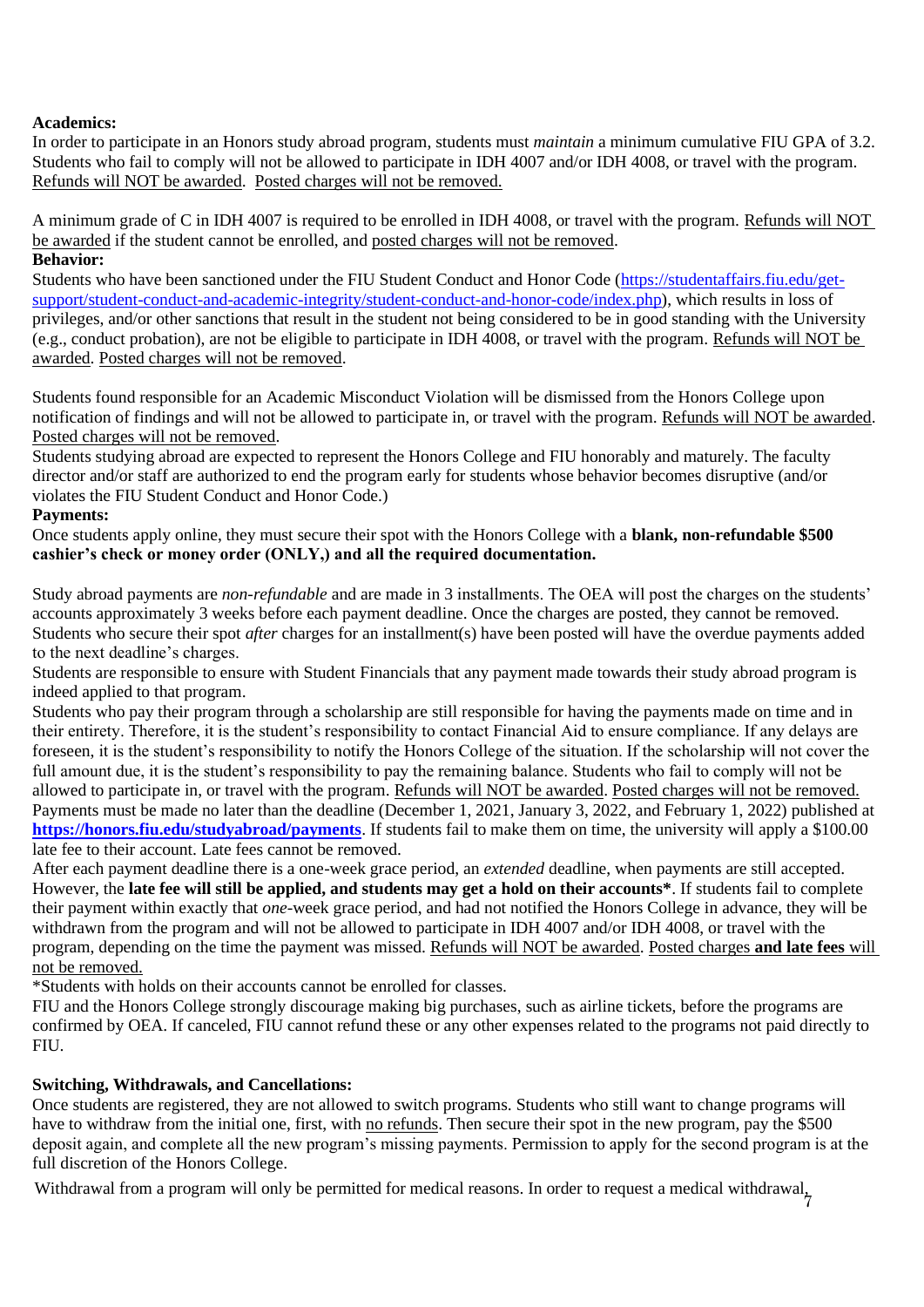**Academics:**

In order to participate in an Honors study abroad program, students must *maintain* a minimum cumulative FIU GPA of 3.2. Students who fail to comply will not be allowed to participate in IDH 4007 and/or IDH 4008, or travel with the program. Refunds will NOT be awarded. Posted charges will not be removed.

A minimum grade of C in IDH 4007 is required to be enrolled in IDH 4008, or travel with the program. Refunds will NOT be awarded if the student cannot be enrolled, and posted charges will not be removed.

**Behavior:**

Students who have been sanctioned under the FIU Student Conduct and Honor Code (https://studentaffairs.fiu.edu/get-support/student-conduct-and-academic-integrity/student-conduct-and-honor-code/index.php), which results in loss of privileges, and/or other sanctions that result in the student not being considered to be in good standing with the University (e.g., conduct probation), are not be eligible to participate in IDH 4008, or travel with the program. Refunds will NOT be awarded. Posted charges will not be removed.

Students found responsible for an Academic Misconduct Violation will be dismissed from the Honors College upon notification of findings and will not be allowed to participate in, or travel with the program. Refunds will NOT be awarded. Posted charges will not be removed.

Students studying abroad are expected to represent the Honors College and FIU honorably and maturely. The faculty director and/or staff are authorized to end the program early for students whose behavior becomes disruptive (and/or violates the FIU Student Conduct and Honor Code.)

**Payments:**

Once students apply online, they must secure their spot with the Honors College with a **blank, non-refundable $500 cashier's check or money order (ONLY,) and all the required documentation.**

Study abroad payments are *non-refundable* and are made in 3 installments. The OEA will post the charges on the students' accounts approximately 3 weeks before each payment deadline. Once the charges are posted, they cannot be removed. Students who secure their spot *after* charges for an installment(s) have been posted will have the overdue payments added to the next deadline's charges.

Students are responsible to ensure with Student Financials that any payment made towards their study abroad program is indeed applied to that program.

Students who pay their program through a scholarship are still responsible for having the payments made on time and in their entirety. Therefore, it is the student's responsibility to contact Financial Aid to ensure compliance. If any delays are foreseen, it is the student's responsibility to notify the Honors College of the situation. If the scholarship will not cover the full amount due, it is the student's responsibility to pay the remaining balance. Students who fail to comply will not be allowed to participate in, or travel with the program. Refunds will NOT be awarded. Posted charges will not be removed.

Payments must be made no later than the deadline (December 1, 2021, January 3, 2022, and February 1, 2022) published at **https://honors.fiu.edu/studyabroad/payments**. If students fail to make them on time, the university will apply a $100.00 late fee to their account. Late fees cannot be removed.

After each payment deadline there is a one-week grace period, an *extended* deadline, when payments are still accepted. However, the **late fee will still be applied, and students may get a hold on their accounts***. If students fail to complete their payment within exactly that *one*-week grace period, and had not notified the Honors College in advance, they will be withdrawn from the program and will not be allowed to participate in IDH 4007 and/or IDH 4008, or travel with the program, depending on the time the payment was missed. Refunds will NOT be awarded. Posted charges **and late fees** will not be removed.

*Students with holds on their accounts cannot be enrolled for classes.

FIU and the Honors College strongly discourage making big purchases, such as airline tickets, before the programs are confirmed by OEA. If canceled, FIU cannot refund these or any other expenses related to the programs not paid directly to FIU.

**Switching, Withdrawals, and Cancellations:**

Once students are registered, they are not allowed to switch programs. Students who still want to change programs will have to withdraw from the initial one, first, with no refunds. Then secure their spot in the new program, pay the $500 deposit again, and complete all the new program's missing payments. Permission to apply for the second program is at the full discretion of the Honors College.

Withdrawal from a program will only be permitted for medical reasons. In order to request a medical withdrawal,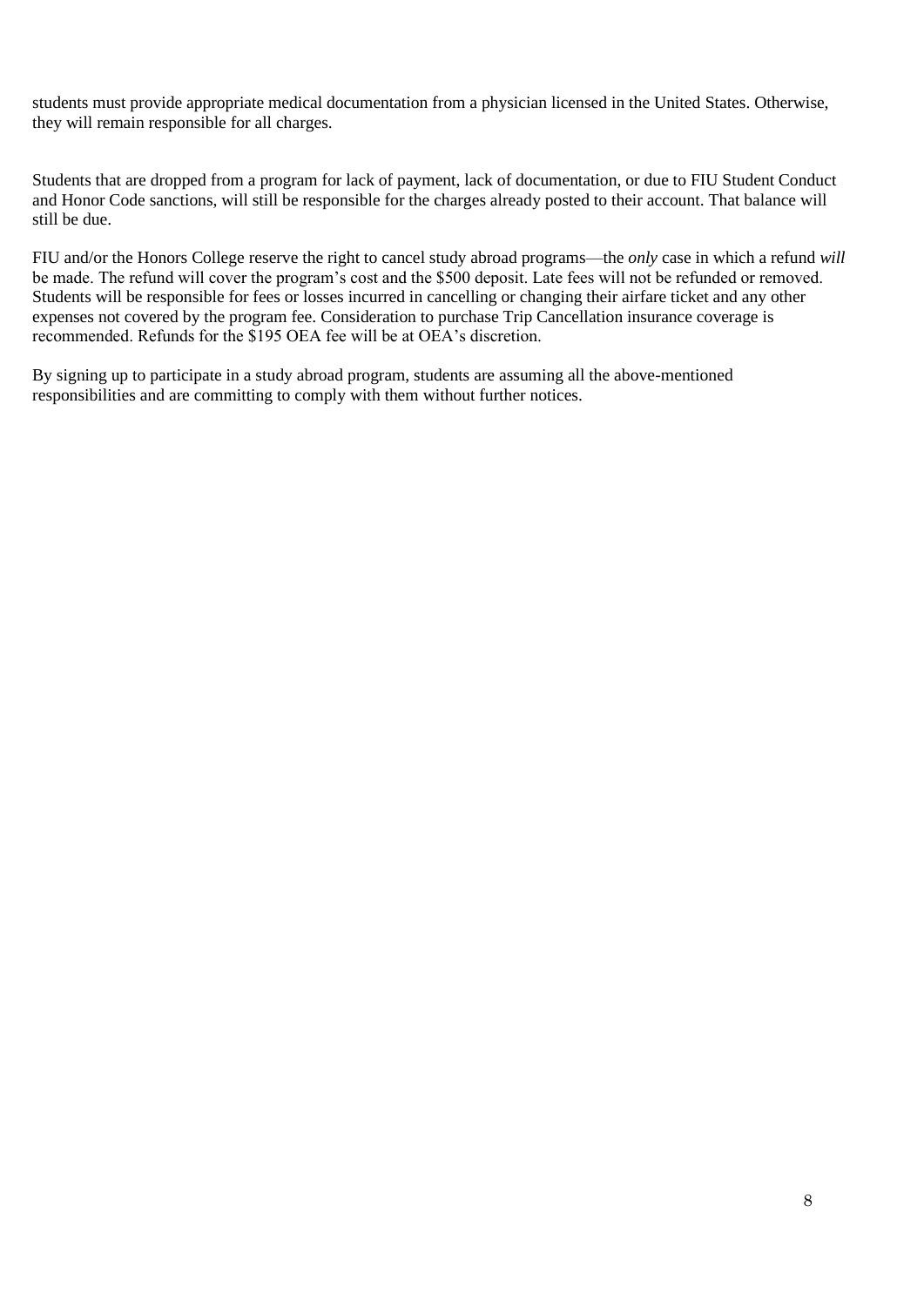students must provide appropriate medical documentation from a physician licensed in the United States. Otherwise, they will remain responsible for all charges.

Students that are dropped from a program for lack of payment, lack of documentation, or due to FIU Student Conduct and Honor Code sanctions, will still be responsible for the charges already posted to their account. That balance will still be due.

FIU and/or the Honors College reserve the right to cancel study abroad programs—the *only* case in which a refund *will* be made. The refund will cover the program's cost and the $500 deposit. Late fees will not be refunded or removed. Students will be responsible for fees or losses incurred in cancelling or changing their airfare ticket and any other expenses not covered by the program fee. Consideration to purchase Trip Cancellation insurance coverage is recommended. Refunds for the $195 OEA fee will be at OEA's discretion.

By signing up to participate in a study abroad program, students are assuming all the above-mentioned responsibilities and are committing to comply with them without further notices.